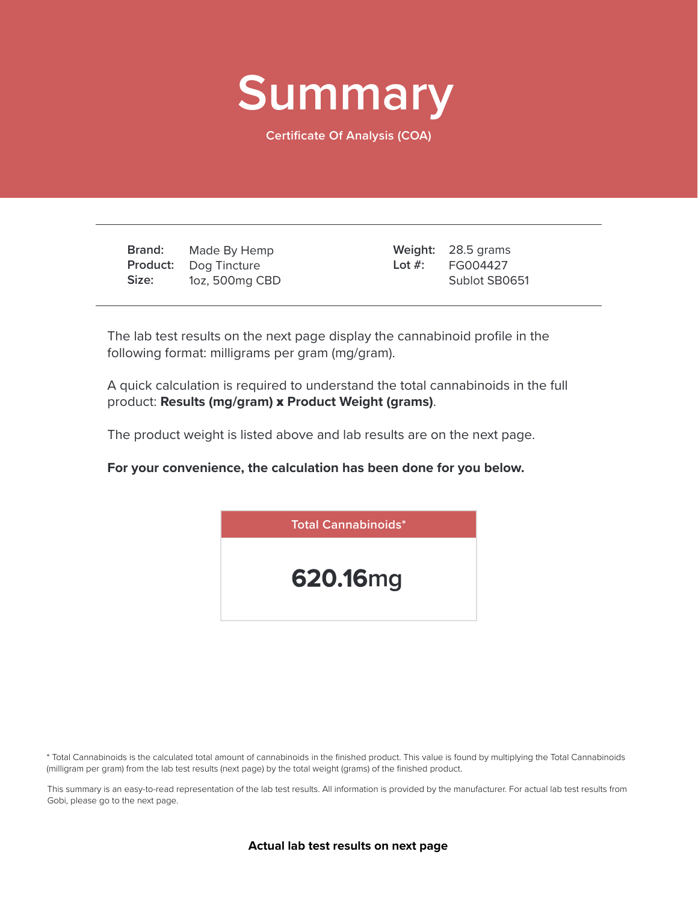# Summary

Certificate Of Analysis (COA)

| | | | |
|---|---|---|---|
| **Brand:** | Made By Hemp | **Weight:** | 28.5 grams |
| **Product:** | Dog Tincture | **Lot #:** | FG004427 |
| **Size:** | 1oz, 500mg CBD | | Sublot SB0651 |

The lab test results on the next page display the cannabinoid profile in the following format: milligrams per gram (mg/gram).

A quick calculation is required to understand the total cannabinoids in the full product: **Results (mg/gram) x Product Weight (grams)**.

The product weight is listed above and lab results are on the next page.

**For your convenience, the calculation has been done for you below.**

| Total Cannabinoids* |
|---|
| **620.16**mg |

* Total Cannabinoids is the calculated total amount of cannabinoids in the finished product. This value is found by multiplying the Total Cannabinoids (milligram per gram) from the lab test results (next page) by the total weight (grams) of the finished product.

This summary is an easy-to-read representation of the lab test results. All information is provided by the manufacturer. For actual lab test results from Gobi, please go to the next page.

**Actual lab test results on next page**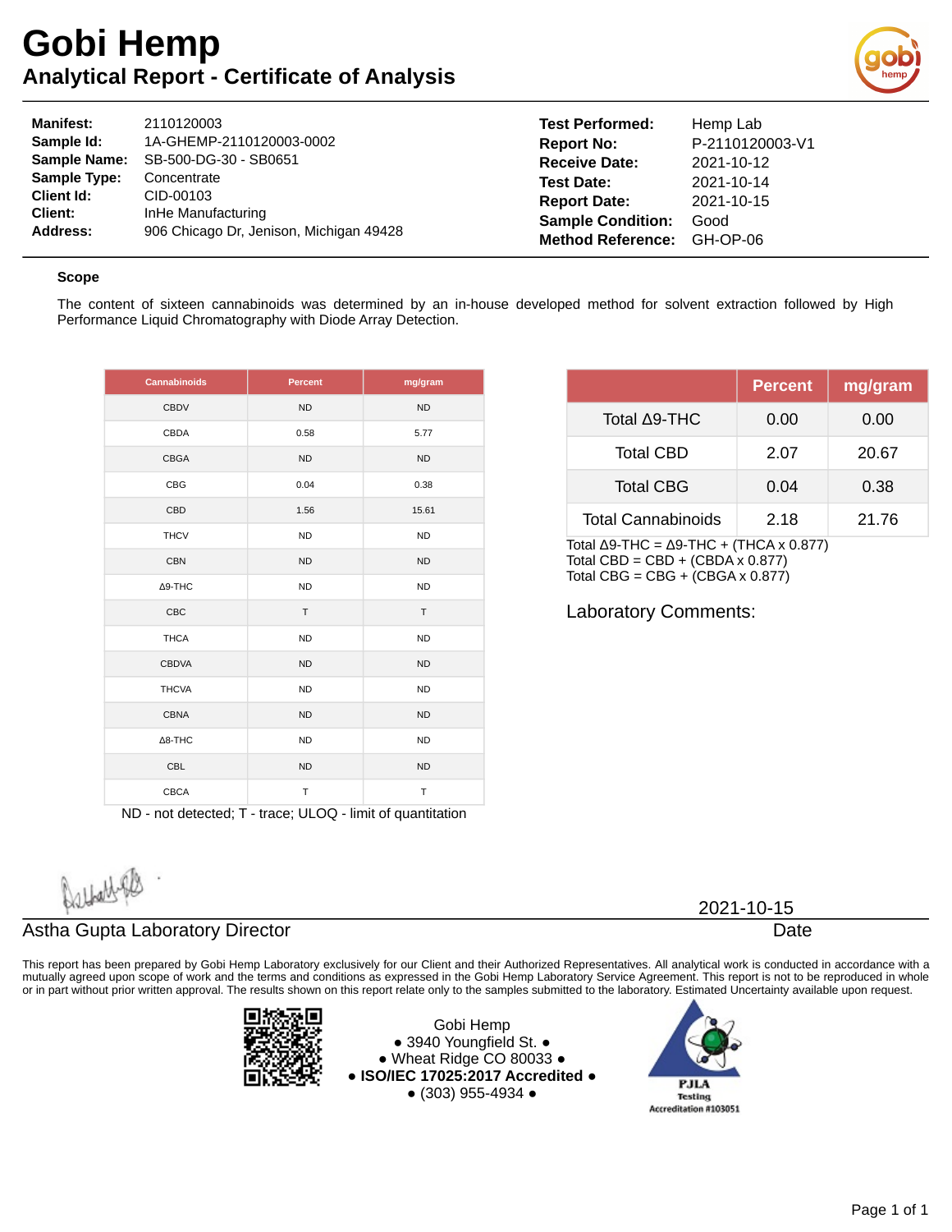# Gobi Hemp

## Analytical Report - Certificate of Analysis

| | | | |
|---|---|---|---|
| **Manifest:** | 2110120003 | **Test Performed:** | Hemp Lab |
| **Sample Id:** | 1A-GHEMP-2110120003-0002 | **Report No:** | P-2110120003-V1 |
| **Sample Name:** | SB-500-DG-30 - SB0651 | **Receive Date:** | 2021-10-12 |
| **Sample Type:** | Concentrate | **Test Date:** | 2021-10-14 |
| **Client Id:** | CID-00103 | **Report Date:** | 2021-10-15 |
| **Client:** | InHe Manufacturing | **Sample Condition:** | Good |
| **Address:** | 906 Chicago Dr, Jenison, Michigan 49428 | **Method Reference:** | GH-OP-06 |

### Scope

The content of sixteen cannabinoids was determined by an in-house developed method for solvent extraction followed by High Performance Liquid Chromatography with Diode Array Detection.

| Cannabinoids | Percent | mg/gram |
|---|---|---|
| CBDV | ND | ND |
| CBDA | 0.58 | 5.77 |
| CBGA | ND | ND |
| CBG | 0.04 | 0.38 |
| CBD | 1.56 | 15.61 |
| THCV | ND | ND |
| CBN | ND | ND |
| Δ9-THC | ND | ND |
| CBC | T | T |
| THCA | ND | ND |
| CBDVA | ND | ND |
| THCVA | ND | ND |
| CBNA | ND | ND |
| Δ8-THC | ND | ND |
| CBL | ND | ND |
| CBCA | T | T |

ND - not detected; T - trace; ULOQ - limit of quantitation

| | Percent | mg/gram |
|---|---|---|
| Total Δ9-THC | 0.00 | 0.00 |
| Total CBD | 2.07 | 20.67 |
| Total CBG | 0.04 | 0.38 |
| Total Cannabinoids | 2.18 | 21.76 |

Total Δ9-THC = Δ9-THC + (THCA x 0.877)
Total CBD = CBD + (CBDA x 0.877)
Total CBG = CBG + (CBGA x 0.877)

Laboratory Comments:

Astha Gupta Laboratory Director

2021-10-15
Date

This report has been prepared by Gobi Hemp Laboratory exclusively for our Client and their Authorized Representatives. All analytical work is conducted in accordance with a mutually agreed upon scope of work and the terms and conditions as expressed in the Gobi Hemp Laboratory Service Agreement. This report is not to be reproduced in whole or in part without prior written approval. The results shown on this report relate only to the samples submitted to the laboratory. Estimated Uncertainty available upon request.

Gobi Hemp
● 3940 Youngfield St. ●
● Wheat Ridge CO 80033 ●
● **ISO/IEC 17025:2017 Accredited** ●
● (303) 955-4934 ●

PJLA
Testing
Accreditation #103051